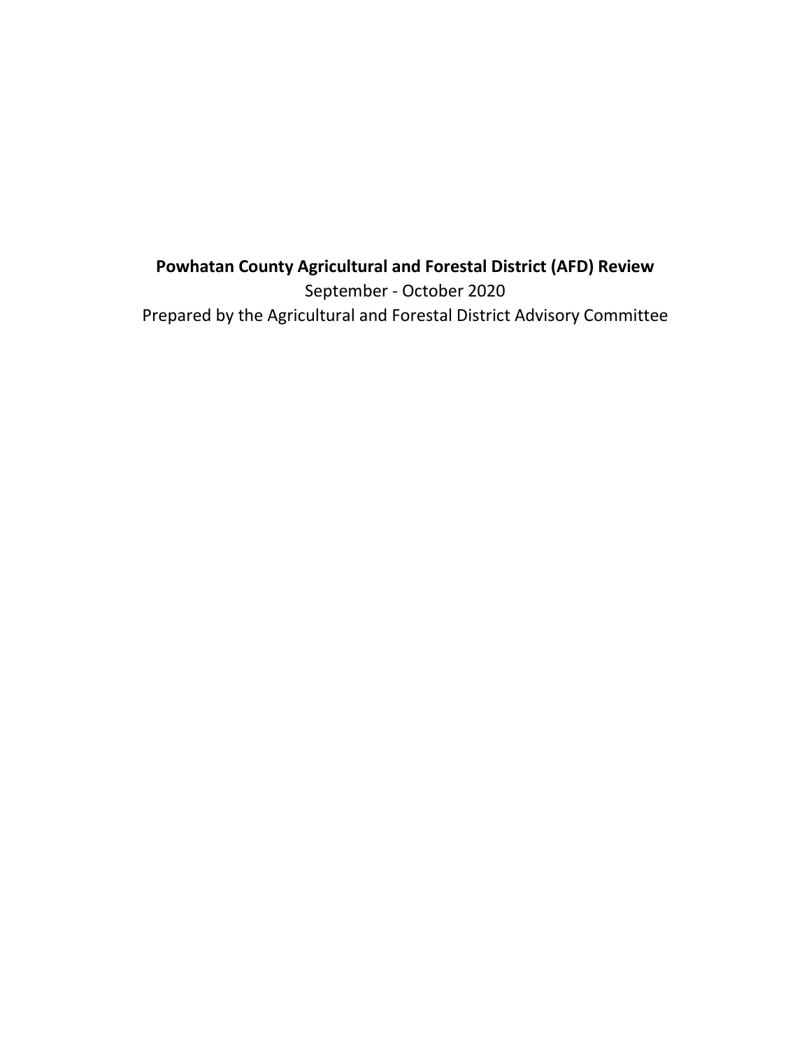# Powhatan County Agricultural and Forestal District (AFD) Review

September - October 2020

Prepared by the Agricultural and Forestal District Advisory Committee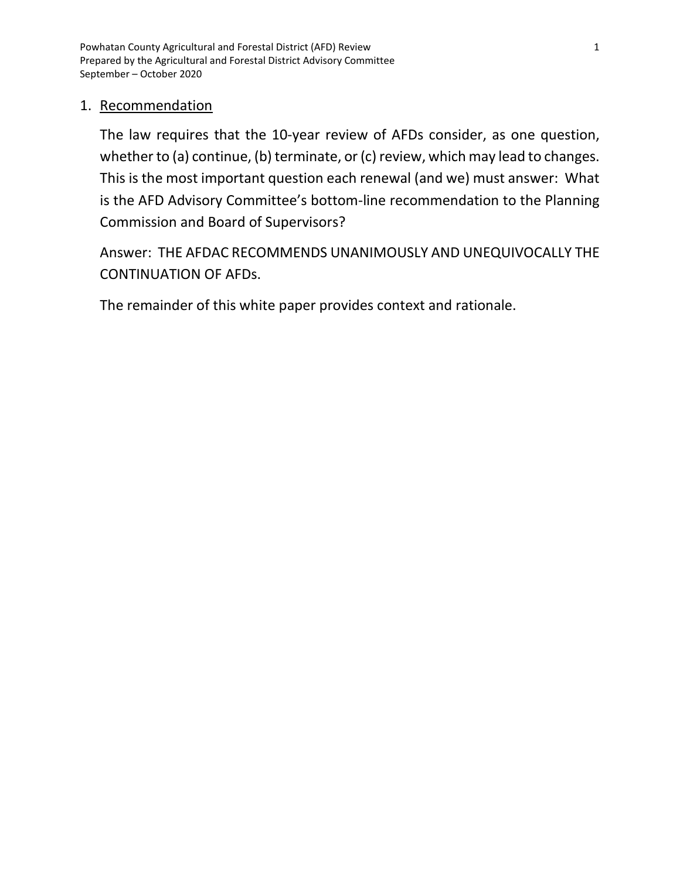## 1. Recommendation

The law requires that the 10-year review of AFDs consider, as one question, whether to (a) continue, (b) terminate, or (c) review, which may lead to changes. This is the most important question each renewal (and we) must answer: What is the AFD Advisory Committee's bottom-line recommendation to the Planning Commission and Board of Supervisors?

Answer: THE AFDAC RECOMMENDS UNANIMOUSLY AND UNEQUIVOCALLY THE CONTINUATION OF AFDs.

The remainder of this white paper provides context and rationale.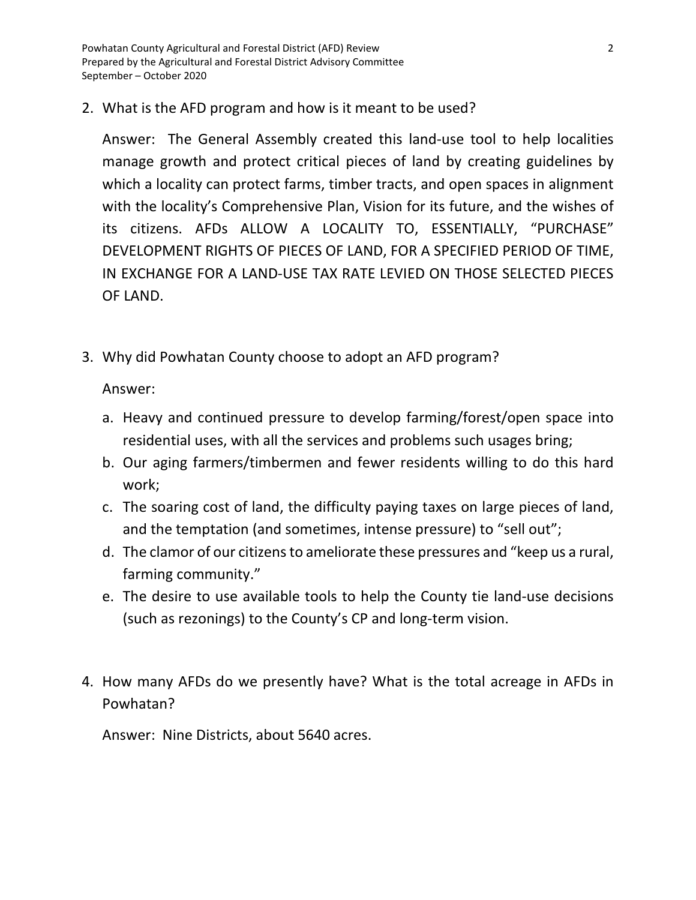2. What is the AFD program and how is it meant to be used?

   Answer: The General Assembly created this land-use tool to help localities manage growth and protect critical pieces of land by creating guidelines by which a locality can protect farms, timber tracts, and open spaces in alignment with the locality's Comprehensive Plan, Vision for its future, and the wishes of its citizens. AFDs ALLOW A LOCALITY TO, ESSENTIALLY, "PURCHASE" DEVELOPMENT RIGHTS OF PIECES OF LAND, FOR A SPECIFIED PERIOD OF TIME, IN EXCHANGE FOR A LAND-USE TAX RATE LEVIED ON THOSE SELECTED PIECES OF LAND.

3. Why did Powhatan County choose to adopt an AFD program?

   Answer:

   a. Heavy and continued pressure to develop farming/forest/open space into residential uses, with all the services and problems such usages bring;
   b. Our aging farmers/timbermen and fewer residents willing to do this hard work;
   c. The soaring cost of land, the difficulty paying taxes on large pieces of land, and the temptation (and sometimes, intense pressure) to "sell out";
   d. The clamor of our citizens to ameliorate these pressures and "keep us a rural, farming community."
   e. The desire to use available tools to help the County tie land-use decisions (such as rezonings) to the County's CP and long-term vision.

4. How many AFDs do we presently have? What is the total acreage in AFDs in Powhatan?

   Answer: Nine Districts, about 5640 acres.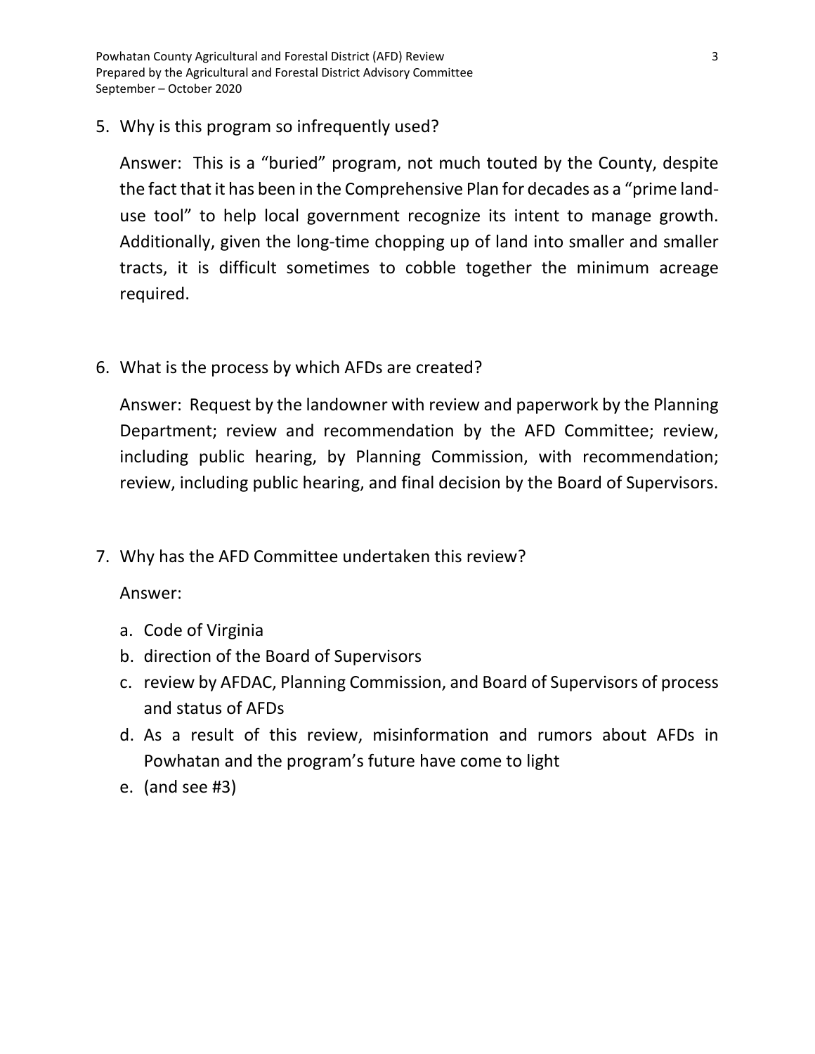5. Why is this program so infrequently used?

   Answer: This is a “buried” program, not much touted by the County, despite the fact that it has been in the Comprehensive Plan for decades as a “prime land-use tool” to help local government recognize its intent to manage growth. Additionally, given the long-time chopping up of land into smaller and smaller tracts, it is difficult sometimes to cobble together the minimum acreage required.

6. What is the process by which AFDs are created?

   Answer: Request by the landowner with review and paperwork by the Planning Department; review and recommendation by the AFD Committee; review, including public hearing, by Planning Commission, with recommendation; review, including public hearing, and final decision by the Board of Supervisors.

7. Why has the AFD Committee undertaken this review?

   Answer:

   a. Code of Virginia
   b. direction of the Board of Supervisors
   c. review by AFDAC, Planning Commission, and Board of Supervisors of process and status of AFDs
   d. As a result of this review, misinformation and rumors about AFDs in Powhatan and the program’s future have come to light
   e. (and see #3)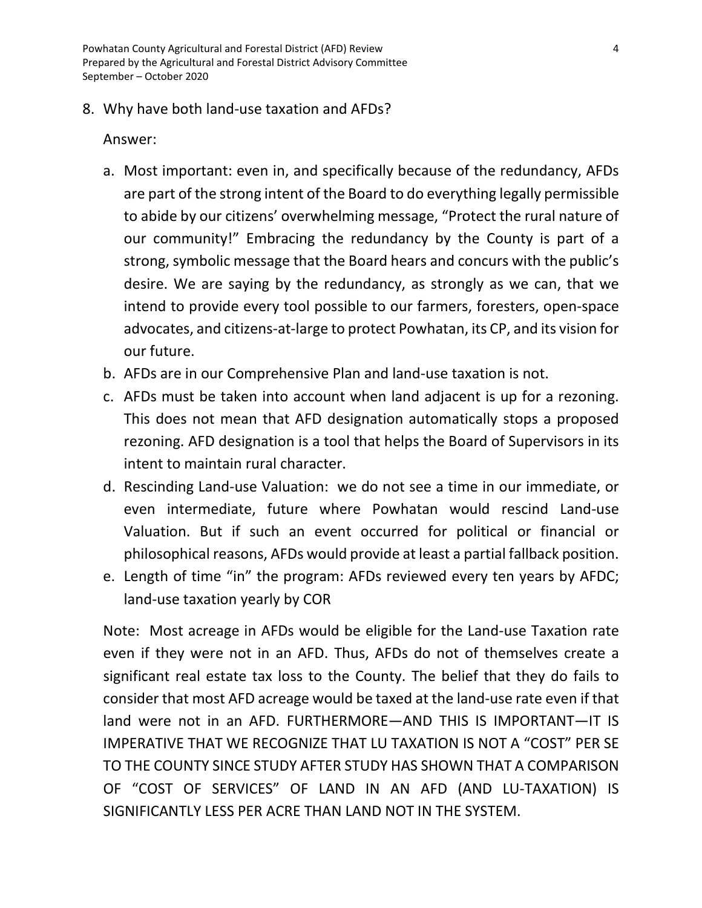8. Why have both land-use taxation and AFDs?

   Answer:

   a. Most important: even in, and specifically because of the redundancy, AFDs are part of the strong intent of the Board to do everything legally permissible to abide by our citizens' overwhelming message, "Protect the rural nature of our community!" Embracing the redundancy by the County is part of a strong, symbolic message that the Board hears and concurs with the public's desire. We are saying by the redundancy, as strongly as we can, that we intend to provide every tool possible to our farmers, foresters, open-space advocates, and citizens-at-large to protect Powhatan, its CP, and its vision for our future.
   b. AFDs are in our Comprehensive Plan and land-use taxation is not.
   c. AFDs must be taken into account when land adjacent is up for a rezoning. This does not mean that AFD designation automatically stops a proposed rezoning. AFD designation is a tool that helps the Board of Supervisors in its intent to maintain rural character.
   d. Rescinding Land-use Valuation: we do not see a time in our immediate, or even intermediate, future where Powhatan would rescind Land-use Valuation. But if such an event occurred for political or financial or philosophical reasons, AFDs would provide at least a partial fallback position.
   e. Length of time "in" the program: AFDs reviewed every ten years by AFDC; land-use taxation yearly by COR

   Note: Most acreage in AFDs would be eligible for the Land-use Taxation rate even if they were not in an AFD. Thus, AFDs do not of themselves create a significant real estate tax loss to the County. The belief that they do fails to consider that most AFD acreage would be taxed at the land-use rate even if that land were not in an AFD. FURTHERMORE—AND THIS IS IMPORTANT—IT IS IMPERATIVE THAT WE RECOGNIZE THAT LU TAXATION IS NOT A "COST" PER SE TO THE COUNTY SINCE STUDY AFTER STUDY HAS SHOWN THAT A COMPARISON OF "COST OF SERVICES" OF LAND IN AN AFD (AND LU-TAXATION) IS SIGNIFICANTLY LESS PER ACRE THAN LAND NOT IN THE SYSTEM.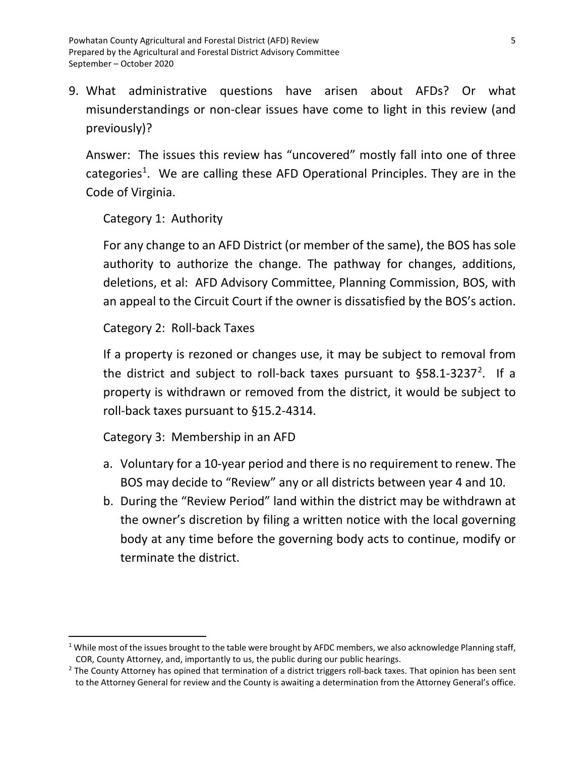9. What administrative questions have arisen about AFDs? Or what misunderstandings or non-clear issues have come to light in this review (and previously)?

   Answer: The issues this review has "uncovered" mostly fall into one of three categories[1]. We are calling these AFD Operational Principles. They are in the Code of Virginia.

   Category 1: Authority

   For any change to an AFD District (or member of the same), the BOS has sole authority to authorize the change. The pathway for changes, additions, deletions, et al: AFD Advisory Committee, Planning Commission, BOS, with an appeal to the Circuit Court if the owner is dissatisfied by the BOS's action.

   Category 2: Roll-back Taxes

   If a property is rezoned or changes use, it may be subject to removal from the district and subject to roll-back taxes pursuant to §58.1-3237[2]. If a property is withdrawn or removed from the district, it would be subject to roll-back taxes pursuant to §15.2-4314.

   Category 3: Membership in an AFD

   a. Voluntary for a 10-year period and there is no requirement to renew. The BOS may decide to "Review" any or all districts between year 4 and 10.
   b. During the "Review Period" land within the district may be withdrawn at the owner's discretion by filing a written notice with the local governing body at any time before the governing body acts to continue, modify or terminate the district.

---

[1] While most of the issues brought to the table were brought by AFDC members, we also acknowledge Planning staff, COR, County Attorney, and, importantly to us, the public during our public hearings.

[2] The County Attorney has opined that termination of a district triggers roll-back taxes. That opinion has been sent to the Attorney General for review and the County is awaiting a determination from the Attorney General's office.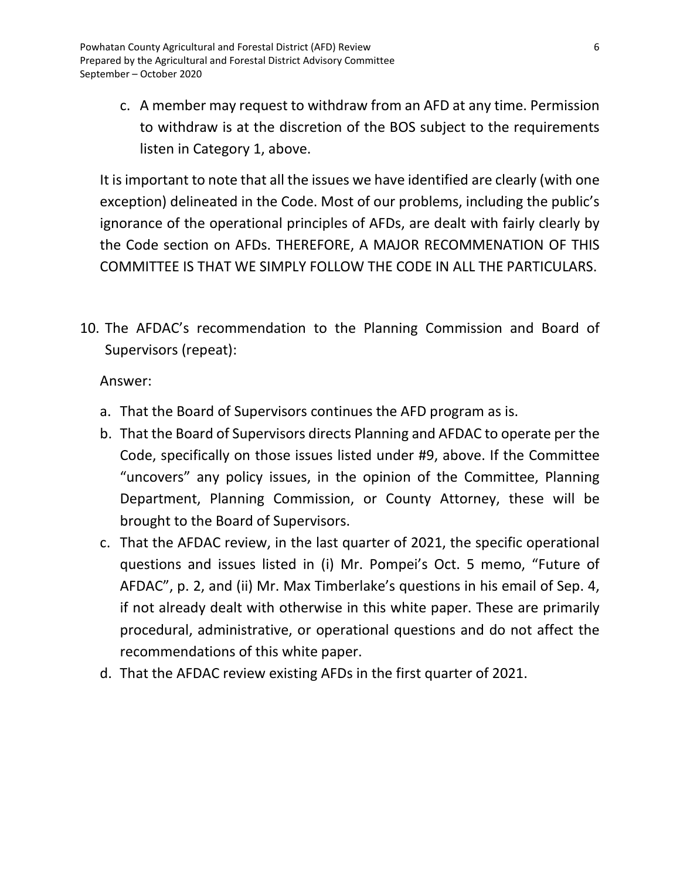c. A member may request to withdraw from an AFD at any time. Permission to withdraw is at the discretion of the BOS subject to the requirements listen in Category 1, above.

It is important to note that all the issues we have identified are clearly (with one exception) delineated in the Code. Most of our problems, including the public's ignorance of the operational principles of AFDs, are dealt with fairly clearly by the Code section on AFDs. THEREFORE, A MAJOR RECOMMENATION OF THIS COMMITTEE IS THAT WE SIMPLY FOLLOW THE CODE IN ALL THE PARTICULARS.

10. The AFDAC's recommendation to the Planning Commission and Board of Supervisors (repeat):

    Answer:

    a. That the Board of Supervisors continues the AFD program as is.
    b. That the Board of Supervisors directs Planning and AFDAC to operate per the Code, specifically on those issues listed under #9, above. If the Committee "uncovers" any policy issues, in the opinion of the Committee, Planning Department, Planning Commission, or County Attorney, these will be brought to the Board of Supervisors.
    c. That the AFDAC review, in the last quarter of 2021, the specific operational questions and issues listed in (i) Mr. Pompei's Oct. 5 memo, "Future of AFDAC", p. 2, and (ii) Mr. Max Timberlake's questions in his email of Sep. 4, if not already dealt with otherwise in this white paper. These are primarily procedural, administrative, or operational questions and do not affect the recommendations of this white paper.
    d. That the AFDAC review existing AFDs in the first quarter of 2021.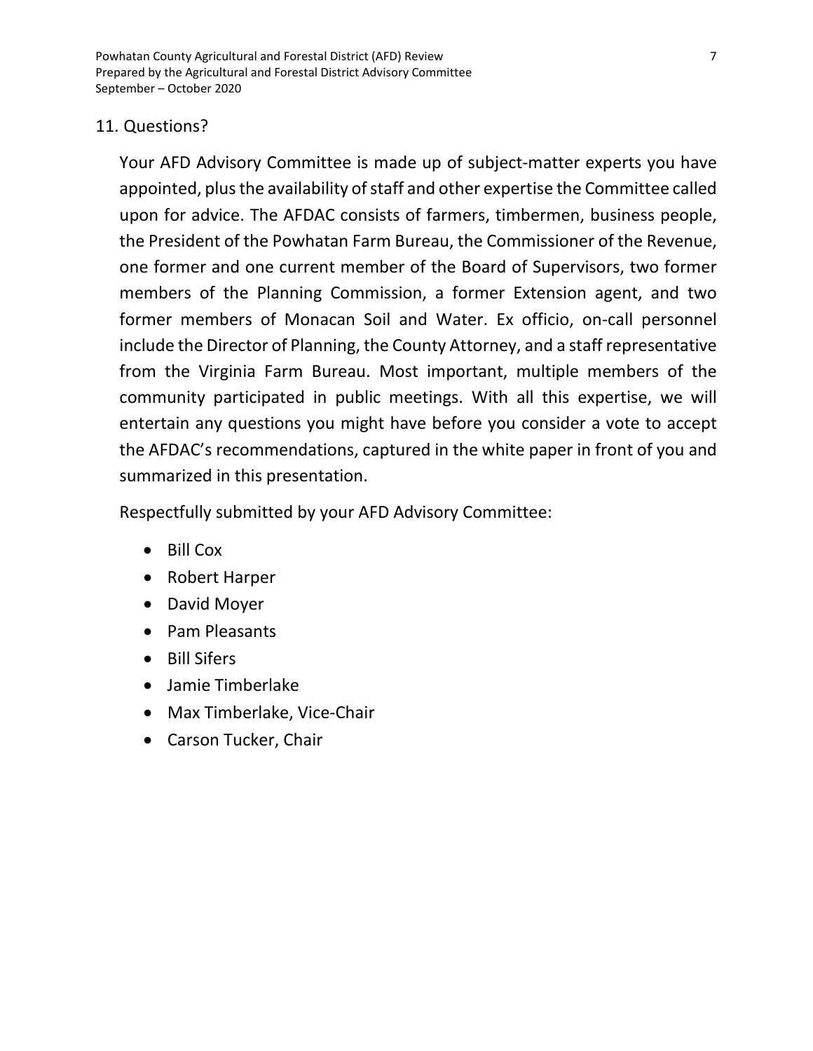## 11. Questions?

Your AFD Advisory Committee is made up of subject-matter experts you have appointed, plus the availability of staff and other expertise the Committee called upon for advice. The AFDAC consists of farmers, timbermen, business people, the President of the Powhatan Farm Bureau, the Commissioner of the Revenue, one former and one current member of the Board of Supervisors, two former members of the Planning Commission, a former Extension agent, and two former members of Monacan Soil and Water. Ex officio, on-call personnel include the Director of Planning, the County Attorney, and a staff representative from the Virginia Farm Bureau. Most important, multiple members of the community participated in public meetings. With all this expertise, we will entertain any questions you might have before you consider a vote to accept the AFDAC's recommendations, captured in the white paper in front of you and summarized in this presentation.

Respectfully submitted by your AFD Advisory Committee:

- Bill Cox
- Robert Harper
- David Moyer
- Pam Pleasants
- Bill Sifers
- Jamie Timberlake
- Max Timberlake, Vice-Chair
- Carson Tucker, Chair